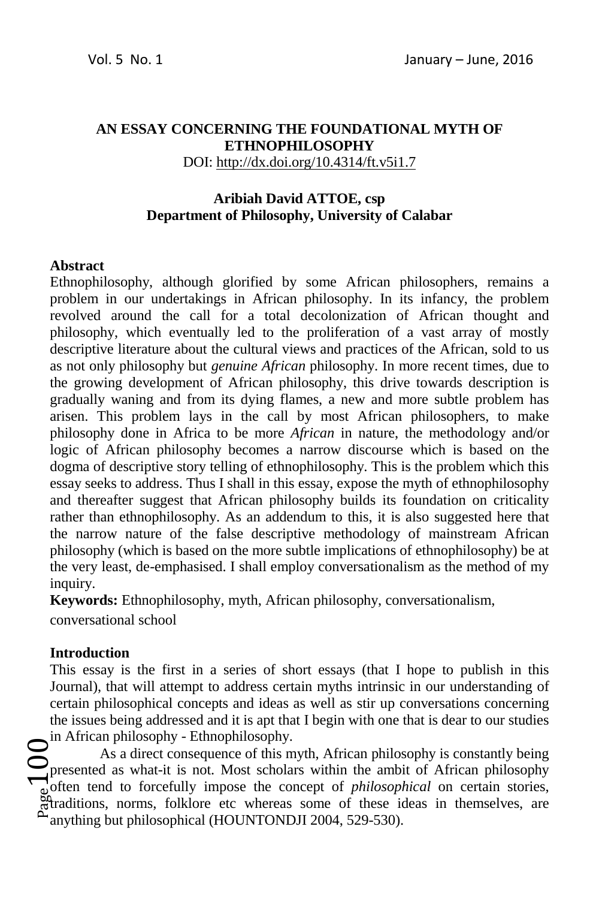# AN ESSAY CONCERNING THE FOUNDATIONAL MYTH OF ETHNOPHILOSOPHY

DOI: http://dx.doi.org/10.4314/ft.v5i1.7

**Aribiah David ATTOE, csp**
**Department of Philosophy, University of Calabar**

## Abstract

Ethnophilosophy, although glorified by some African philosophers, remains a problem in our undertakings in African philosophy. In its infancy, the problem revolved around the call for a total decolonization of African thought and philosophy, which eventually led to the proliferation of a vast array of mostly descriptive literature about the cultural views and practices of the African, sold to us as not only philosophy but *genuine African* philosophy. In more recent times, due to the growing development of African philosophy, this drive towards description is gradually waning and from its dying flames, a new and more subtle problem has arisen. This problem lays in the call by most African philosophers, to make philosophy done in Africa to be more *African* in nature, the methodology and/or logic of African philosophy becomes a narrow discourse which is based on the dogma of descriptive story telling of ethnophilosophy. This is the problem which this essay seeks to address. Thus I shall in this essay, expose the myth of ethnophilosophy and thereafter suggest that African philosophy builds its foundation on criticality rather than ethnophilosophy. As an addendum to this, it is also suggested here that the narrow nature of the false descriptive methodology of mainstream African philosophy (which is based on the more subtle implications of ethnophilosophy) be at the very least, de-emphasised. I shall employ conversationalism as the method of my inquiry.

**Keywords:** Ethnophilosophy, myth, African philosophy, conversationalism, conversational school

## Introduction

This essay is the first in a series of short essays (that I hope to publish in this Journal), that will attempt to address certain myths intrinsic in our understanding of certain philosophical concepts and ideas as well as stir up conversations concerning the issues being addressed and it is apt that I begin with one that is dear to our studies in African philosophy - Ethnophilosophy.

As a direct consequence of this myth, African philosophy is constantly being presented as what-it is not. Most scholars within the ambit of African philosophy often tend to forcefully impose the concept of *philosophical* on certain stories, traditions, norms, folklore etc whereas some of these ideas in themselves, are anything but philosophical (HOUNTONDJI 2004, 529-530).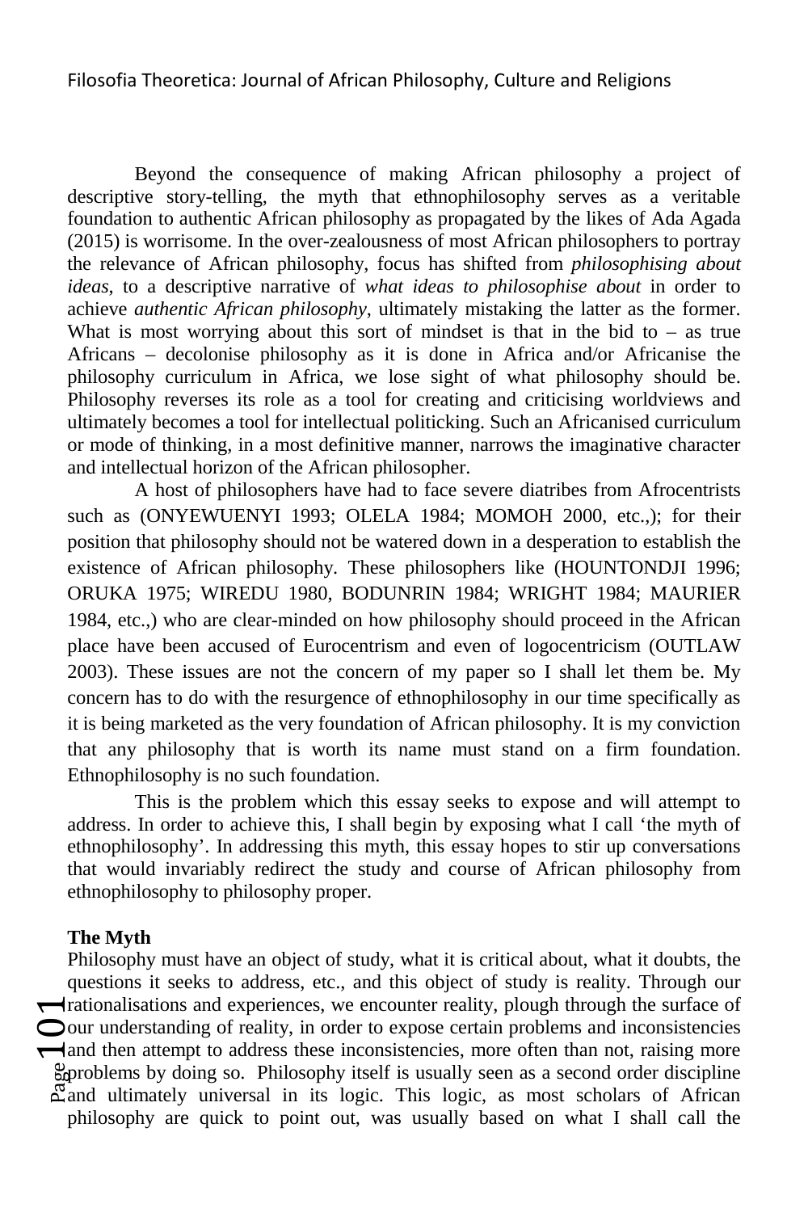Beyond the consequence of making African philosophy a project of descriptive story-telling, the myth that ethnophilosophy serves as a veritable foundation to authentic African philosophy as propagated by the likes of Ada Agada (2015) is worrisome. In the over-zealousness of most African philosophers to portray the relevance of African philosophy, focus has shifted from *philosophising about ideas*, to a descriptive narrative of *what ideas to philosophise about* in order to achieve *authentic African philosophy*, ultimately mistaking the latter as the former. What is most worrying about this sort of mindset is that in the bid to – as true Africans – decolonise philosophy as it is done in Africa and/or Africanise the philosophy curriculum in Africa, we lose sight of what philosophy should be. Philosophy reverses its role as a tool for creating and criticising worldviews and ultimately becomes a tool for intellectual politicking. Such an Africanised curriculum or mode of thinking, in a most definitive manner, narrows the imaginative character and intellectual horizon of the African philosopher.

A host of philosophers have had to face severe diatribes from Afrocentrists such as (ONYEWUENYI 1993; OLELA 1984; MOMOH 2000, etc.,); for their position that philosophy should not be watered down in a desperation to establish the existence of African philosophy. These philosophers like (HOUNTONDJI 1996; ORUKA 1975; WIREDU 1980, BODUNRIN 1984; WRIGHT 1984; MAURIER 1984, etc.,) who are clear-minded on how philosophy should proceed in the African place have been accused of Eurocentrism and even of logocentricism (OUTLAW 2003). These issues are not the concern of my paper so I shall let them be. My concern has to do with the resurgence of ethnophilosophy in our time specifically as it is being marketed as the very foundation of African philosophy. It is my conviction that any philosophy that is worth its name must stand on a firm foundation. Ethnophilosophy is no such foundation.

This is the problem which this essay seeks to expose and will attempt to address. In order to achieve this, I shall begin by exposing what I call 'the myth of ethnophilosophy'. In addressing this myth, this essay hopes to stir up conversations that would invariably redirect the study and course of African philosophy from ethnophilosophy to philosophy proper.

**The Myth**

Philosophy must have an object of study, what it is critical about, what it doubts, the questions it seeks to address, etc., and this object of study is reality. Through our rationalisations and experiences, we encounter reality, plough through the surface of our understanding of reality, in order to expose certain problems and inconsistencies and then attempt to address these inconsistencies, more often than not, raising more problems by doing so. Philosophy itself is usually seen as a second order discipline and ultimately universal in its logic. This logic, as most scholars of African philosophy are quick to point out, was usually based on what I shall call the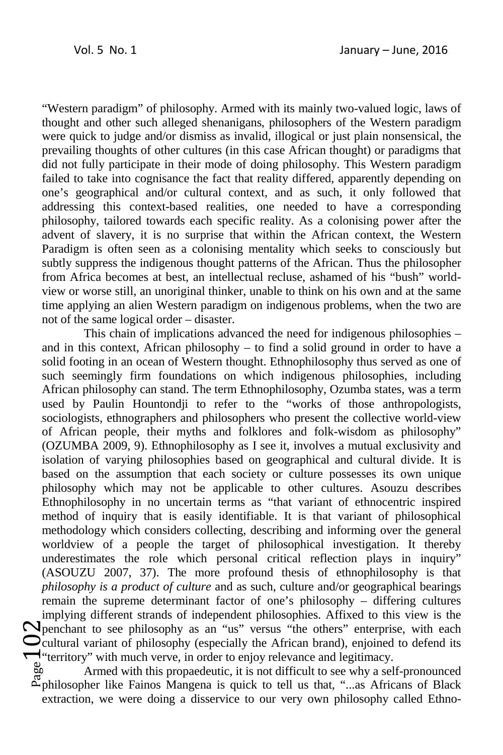"Western paradigm" of philosophy. Armed with its mainly two-valued logic, laws of thought and other such alleged shenanigans, philosophers of the Western paradigm were quick to judge and/or dismiss as invalid, illogical or just plain nonsensical, the prevailing thoughts of other cultures (in this case African thought) or paradigms that did not fully participate in their mode of doing philosophy. This Western paradigm failed to take into cognisance the fact that reality differed, apparently depending on one's geographical and/or cultural context, and as such, it only followed that addressing this context-based realities, one needed to have a corresponding philosophy, tailored towards each specific reality. As a colonising power after the advent of slavery, it is no surprise that within the African context, the Western Paradigm is often seen as a colonising mentality which seeks to consciously but subtly suppress the indigenous thought patterns of the African. Thus the philosopher from Africa becomes at best, an intellectual recluse, ashamed of his "bush" world-view or worse still, an unoriginal thinker, unable to think on his own and at the same time applying an alien Western paradigm on indigenous problems, when the two are not of the same logical order – disaster.

This chain of implications advanced the need for indigenous philosophies – and in this context, African philosophy – to find a solid ground in order to have a solid footing in an ocean of Western thought. Ethnophilosophy thus served as one of such seemingly firm foundations on which indigenous philosophies, including African philosophy can stand. The term Ethnophilosophy, Ozumba states, was a term used by Paulin Hountondji to refer to the "works of those anthropologists, sociologists, ethnographers and philosophers who present the collective world-view of African people, their myths and folklores and folk-wisdom as philosophy" (OZUMBA 2009, 9). Ethnophilosophy as I see it, involves a mutual exclusivity and isolation of varying philosophies based on geographical and cultural divide. It is based on the assumption that each society or culture possesses its own unique philosophy which may not be applicable to other cultures. Asouzu describes Ethnophilosophy in no uncertain terms as "that variant of ethnocentric inspired method of inquiry that is easily identifiable. It is that variant of philosophical methodology which considers collecting, describing and informing over the general worldview of a people the target of philosophical investigation. It thereby underestimates the role which personal critical reflection plays in inquiry" (ASOUZU 2007, 37). The more profound thesis of ethnophilosophy is that *philosophy is a product of culture* and as such, culture and/or geographical bearings remain the supreme determinant factor of one's philosophy – differing cultures implying different strands of independent philosophies. Affixed to this view is the penchant to see philosophy as an "us" versus "the others" enterprise, with each cultural variant of philosophy (especially the African brand), enjoined to defend its "territory" with much verve, in order to enjoy relevance and legitimacy.

Armed with this propaedeutic, it is not difficult to see why a self-pronounced philosopher like Fainos Mangena is quick to tell us that, "...as Africans of Black extraction, we were doing a disservice to our very own philosophy called Ethno-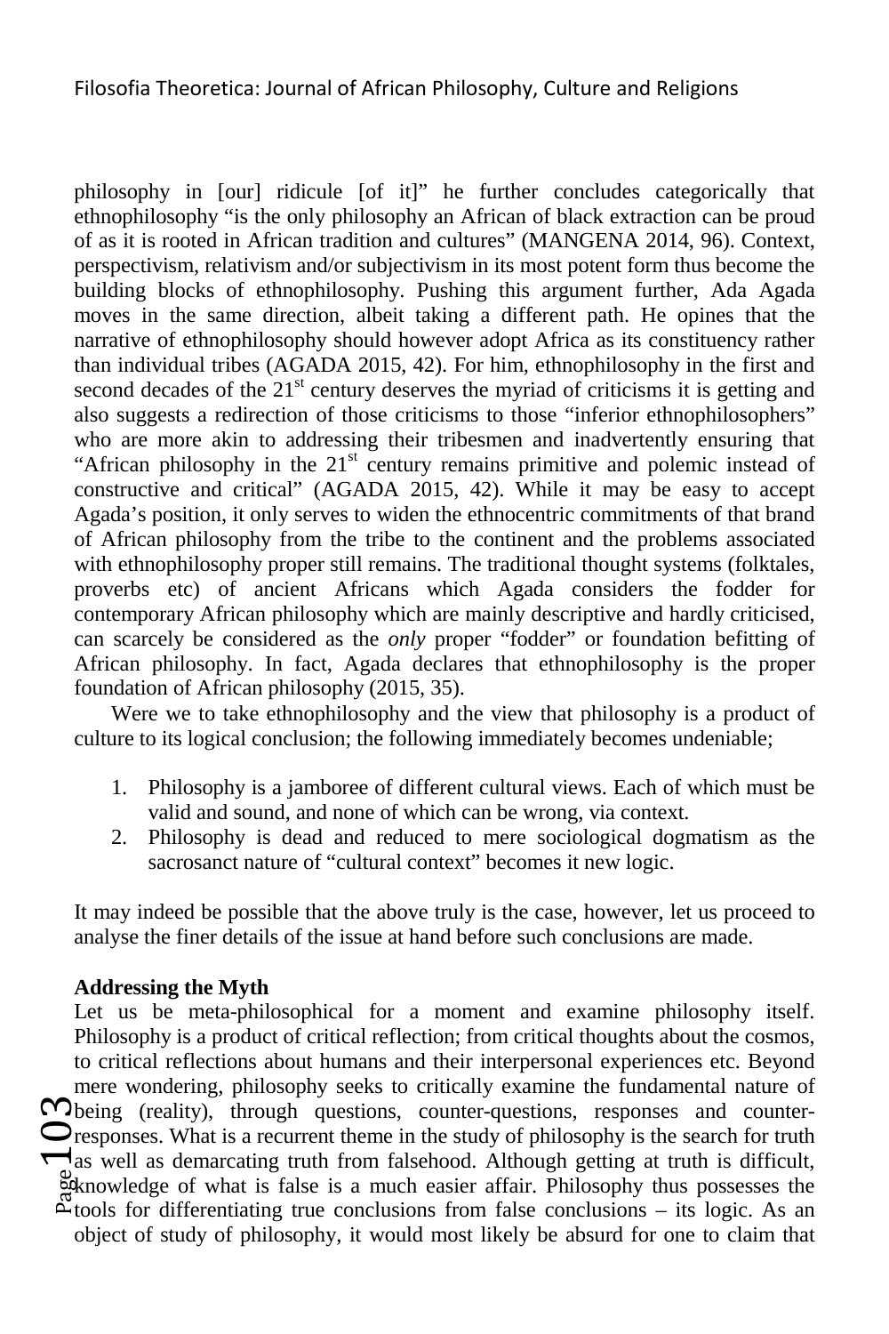philosophy in [our] ridicule [of it]" he further concludes categorically that ethnophilosophy "is the only philosophy an African of black extraction can be proud of as it is rooted in African tradition and cultures" (MANGENA 2014, 96). Context, perspectivism, relativism and/or subjectivism in its most potent form thus become the building blocks of ethnophilosophy. Pushing this argument further, Ada Agada moves in the same direction, albeit taking a different path. He opines that the narrative of ethnophilosophy should however adopt Africa as its constituency rather than individual tribes (AGADA 2015, 42). For him, ethnophilosophy in the first and second decades of the 21st century deserves the myriad of criticisms it is getting and also suggests a redirection of those criticisms to those "inferior ethnophilosophers" who are more akin to addressing their tribesmen and inadvertently ensuring that "African philosophy in the 21st century remains primitive and polemic instead of constructive and critical" (AGADA 2015, 42). While it may be easy to accept Agada's position, it only serves to widen the ethnocentric commitments of that brand of African philosophy from the tribe to the continent and the problems associated with ethnophilosophy proper still remains. The traditional thought systems (folktales, proverbs etc) of ancient Africans which Agada considers the fodder for contemporary African philosophy which are mainly descriptive and hardly criticised, can scarcely be considered as the *only* proper "fodder" or foundation befitting of African philosophy. In fact, Agada declares that ethnophilosophy is the proper foundation of African philosophy (2015, 35).

Were we to take ethnophilosophy and the view that philosophy is a product of culture to its logical conclusion; the following immediately becomes undeniable;

1. Philosophy is a jamboree of different cultural views. Each of which must be valid and sound, and none of which can be wrong, via context.
2. Philosophy is dead and reduced to mere sociological dogmatism as the sacrosanct nature of "cultural context" becomes it new logic.

It may indeed be possible that the above truly is the case, however, let us proceed to analyse the finer details of the issue at hand before such conclusions are made.

**Addressing the Myth**

Let us be meta-philosophical for a moment and examine philosophy itself. Philosophy is a product of critical reflection; from critical thoughts about the cosmos, to critical reflections about humans and their interpersonal experiences etc. Beyond mere wondering, philosophy seeks to critically examine the fundamental nature of being (reality), through questions, counter-questions, responses and counter-responses. What is a recurrent theme in the study of philosophy is the search for truth as well as demarcating truth from falsehood. Although getting at truth is difficult, knowledge of what is false is a much easier affair. Philosophy thus possesses the tools for differentiating true conclusions from false conclusions – its logic. As an object of study of philosophy, it would most likely be absurd for one to claim that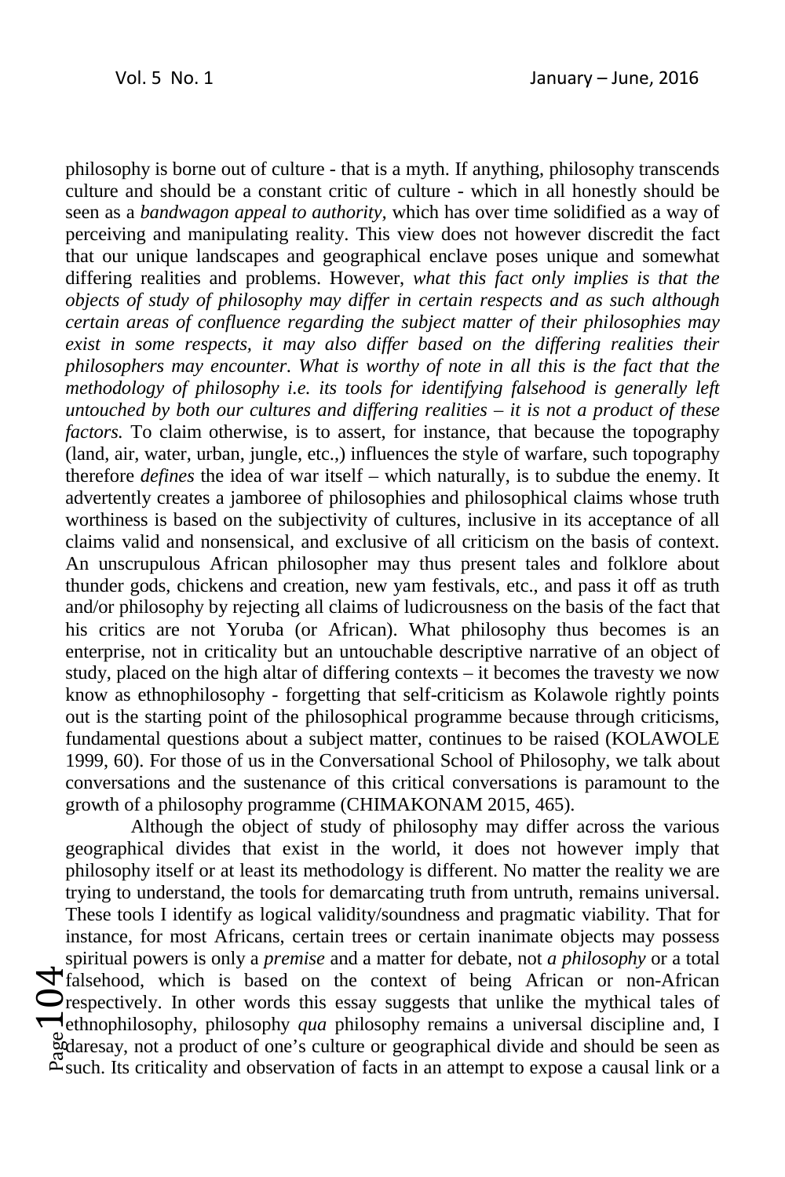philosophy is borne out of culture - that is a myth. If anything, philosophy transcends culture and should be a constant critic of culture - which in all honestly should be seen as a *bandwagon appeal to authority*, which has over time solidified as a way of perceiving and manipulating reality. This view does not however discredit the fact that our unique landscapes and geographical enclave poses unique and somewhat differing realities and problems. However, *what this fact only implies is that the objects of study of philosophy may differ in certain respects and as such although certain areas of confluence regarding the subject matter of their philosophies may exist in some respects, it may also differ based on the differing realities their philosophers may encounter. What is worthy of note in all this is the fact that the methodology of philosophy i.e. its tools for identifying falsehood is generally left untouched by both our cultures and differing realities – it is not a product of these factors.* To claim otherwise, is to assert, for instance, that because the topography (land, air, water, urban, jungle, etc.,) influences the style of warfare, such topography therefore *defines* the idea of war itself – which naturally, is to subdue the enemy. It advertently creates a jamboree of philosophies and philosophical claims whose truth worthiness is based on the subjectivity of cultures, inclusive in its acceptance of all claims valid and nonsensical, and exclusive of all criticism on the basis of context. An unscrupulous African philosopher may thus present tales and folklore about thunder gods, chickens and creation, new yam festivals, etc., and pass it off as truth and/or philosophy by rejecting all claims of ludicrousness on the basis of the fact that his critics are not Yoruba (or African). What philosophy thus becomes is an enterprise, not in criticality but an untouchable descriptive narrative of an object of study, placed on the high altar of differing contexts – it becomes the travesty we now know as ethnophilosophy - forgetting that self-criticism as Kolawole rightly points out is the starting point of the philosophical programme because through criticisms, fundamental questions about a subject matter, continues to be raised (KOLAWOLE 1999, 60). For those of us in the Conversational School of Philosophy, we talk about conversations and the sustenance of this critical conversations is paramount to the growth of a philosophy programme (CHIMAKONAM 2015, 465).

Although the object of study of philosophy may differ across the various geographical divides that exist in the world, it does not however imply that philosophy itself or at least its methodology is different. No matter the reality we are trying to understand, the tools for demarcating truth from untruth, remains universal. These tools I identify as logical validity/soundness and pragmatic viability. That for instance, for most Africans, certain trees or certain inanimate objects may possess spiritual powers is only a *premise* and a matter for debate, not *a philosophy* or a total falsehood, which is based on the context of being African or non-African respectively. In other words this essay suggests that unlike the mythical tales of ethnophilosophy, philosophy *qua* philosophy remains a universal discipline and, I daresay, not a product of one's culture or geographical divide and should be seen as such. Its criticality and observation of facts in an attempt to expose a causal link or a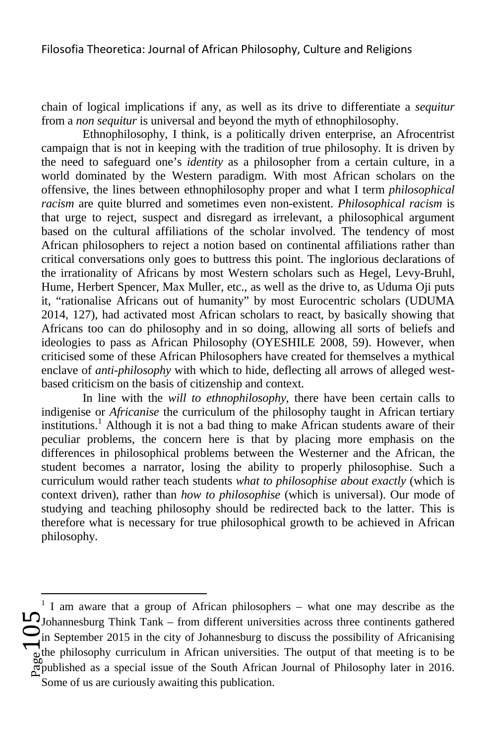chain of logical implications if any, as well as its drive to differentiate a *sequitur* from a *non sequitur* is universal and beyond the myth of ethnophilosophy.

Ethnophilosophy, I think, is a politically driven enterprise, an Afrocentrist campaign that is not in keeping with the tradition of true philosophy. It is driven by the need to safeguard one's *identity* as a philosopher from a certain culture, in a world dominated by the Western paradigm. With most African scholars on the offensive, the lines between ethnophilosophy proper and what I term *philosophical racism* are quite blurred and sometimes even non-existent. *Philosophical racism* is that urge to reject, suspect and disregard as irrelevant, a philosophical argument based on the cultural affiliations of the scholar involved. The tendency of most African philosophers to reject a notion based on continental affiliations rather than critical conversations only goes to buttress this point. The inglorious declarations of the irrationality of Africans by most Western scholars such as Hegel, Levy-Bruhl, Hume, Herbert Spencer, Max Muller, etc., as well as the drive to, as Uduma Oji puts it, "rationalise Africans out of humanity" by most Eurocentric scholars (UDUMA 2014, 127), had activated most African scholars to react, by basically showing that Africans too can do philosophy and in so doing, allowing all sorts of beliefs and ideologies to pass as African Philosophy (OYESHILE 2008, 59). However, when criticised some of these African Philosophers have created for themselves a mythical enclave of *anti-philosophy* with which to hide, deflecting all arrows of alleged west-based criticism on the basis of citizenship and context.

In line with the *will to ethnophilosophy*, there have been certain calls to indigenise or *Africanise* the curriculum of the philosophy taught in African tertiary institutions.[1] Although it is not a bad thing to make African students aware of their peculiar problems, the concern here is that by placing more emphasis on the differences in philosophical problems between the Westerner and the African, the student becomes a narrator, losing the ability to properly philosophise. Such a curriculum would rather teach students *what to philosophise about exactly* (which is context driven), rather than *how to philosophise* (which is universal). Our mode of studying and teaching philosophy should be redirected back to the latter. This is therefore what is necessary for true philosophical growth to be achieved in African philosophy.

---

[1] I am aware that a group of African philosophers – what one may describe as the Johannesburg Think Tank – from different universities across three continents gathered in September 2015 in the city of Johannesburg to discuss the possibility of Africanising the philosophy curriculum in African universities. The output of that meeting is to be published as a special issue of the South African Journal of Philosophy later in 2016. Some of us are curiously awaiting this publication.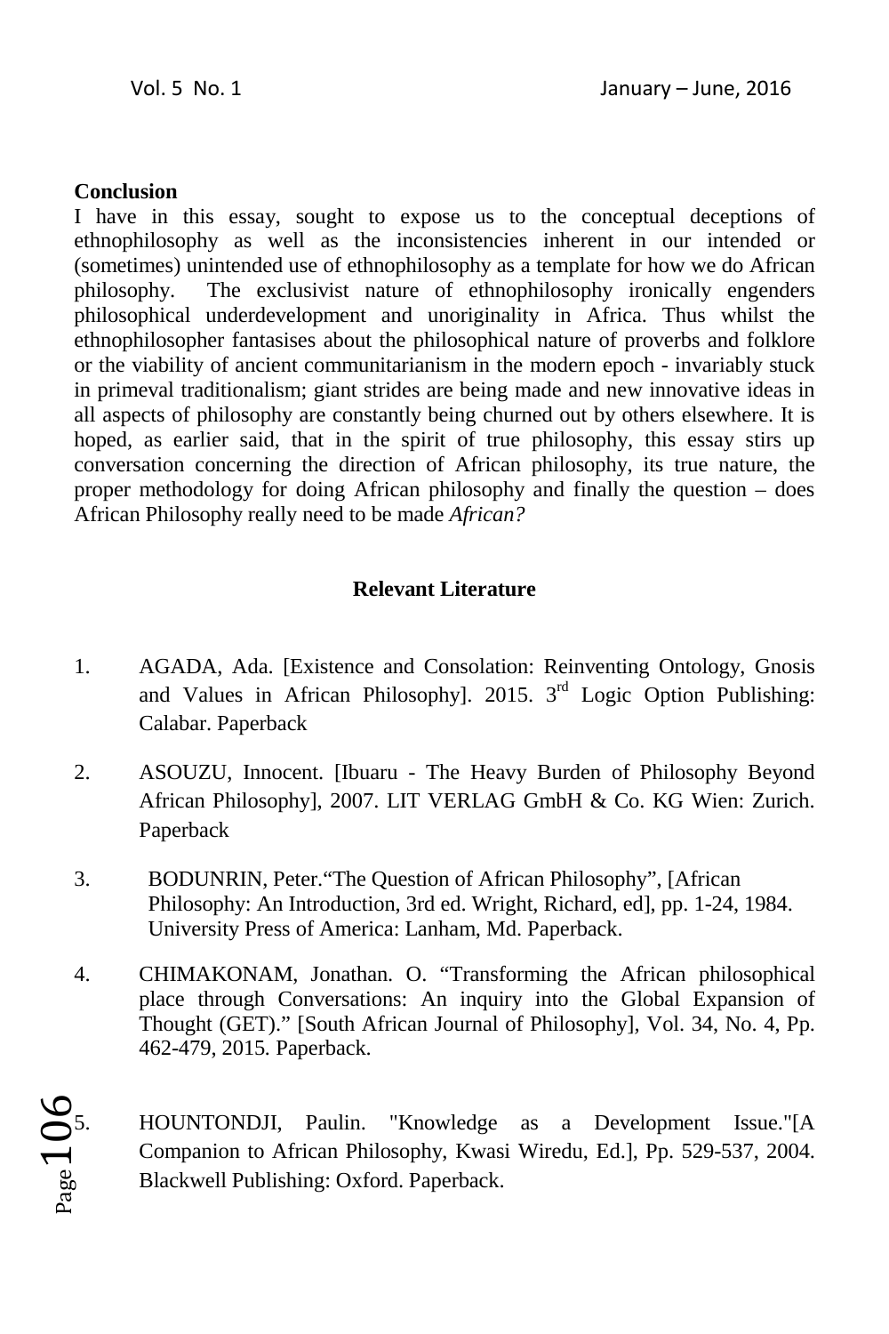**Conclusion**

I have in this essay, sought to expose us to the conceptual deceptions of ethnophilosophy as well as the inconsistencies inherent in our intended or (sometimes) unintended use of ethnophilosophy as a template for how we do African philosophy. The exclusivist nature of ethnophilosophy ironically engenders philosophical underdevelopment and unoriginality in Africa. Thus whilst the ethnophilosopher fantasises about the philosophical nature of proverbs and folklore or the viability of ancient communitarianism in the modern epoch - invariably stuck in primeval traditionalism; giant strides are being made and new innovative ideas in all aspects of philosophy are constantly being churned out by others elsewhere. It is hoped, as earlier said, that in the spirit of true philosophy, this essay stirs up conversation concerning the direction of African philosophy, its true nature, the proper methodology for doing African philosophy and finally the question – does African Philosophy really need to be made *African?*

## Relevant Literature

1. AGADA, Ada. [Existence and Consolation: Reinventing Ontology, Gnosis and Values in African Philosophy]. 2015. 3rd Logic Option Publishing: Calabar. Paperback

2. ASOUZU, Innocent. [Ibuaru - The Heavy Burden of Philosophy Beyond African Philosophy], 2007. LIT VERLAG GmbH & Co. KG Wien: Zurich. Paperback

3. BODUNRIN, Peter."The Question of African Philosophy", [African Philosophy: An Introduction, 3rd ed. Wright, Richard, ed], pp. 1-24, 1984. University Press of America: Lanham, Md. Paperback.

4. CHIMAKONAM, Jonathan. O. "Transforming the African philosophical place through Conversations: An inquiry into the Global Expansion of Thought (GET)." [South African Journal of Philosophy], Vol. 34, No. 4, Pp. 462-479, 2015. Paperback.

5. HOUNTONDJI, Paulin. "Knowledge as a Development Issue."[A Companion to African Philosophy, Kwasi Wiredu, Ed.], Pp. 529-537, 2004. Blackwell Publishing: Oxford. Paperback.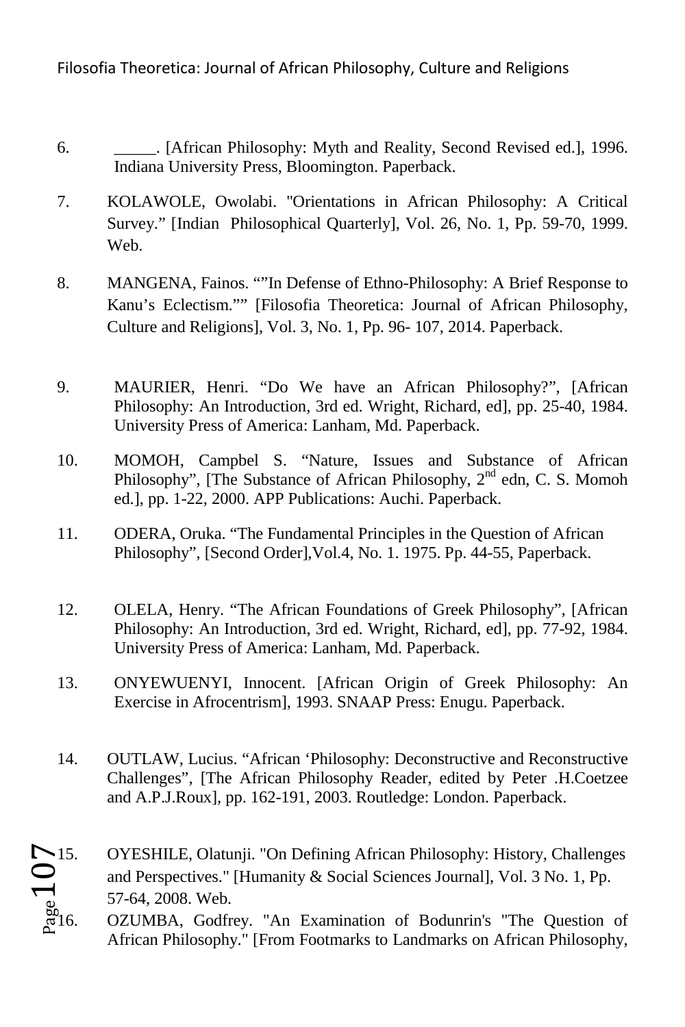6. _____. [African Philosophy: Myth and Reality, Second Revised ed.], 1996. Indiana University Press, Bloomington. Paperback.

7. KOLAWOLE, Owolabi. "Orientations in African Philosophy: A Critical Survey." [Indian Philosophical Quarterly], Vol. 26, No. 1, Pp. 59-70, 1999. Web.

8. MANGENA, Fainos. ""In Defense of Ethno-Philosophy: A Brief Response to Kanu's Eclectism."" [Filosofia Theoretica: Journal of African Philosophy, Culture and Religions], Vol. 3, No. 1, Pp. 96- 107, 2014. Paperback.

9. MAURIER, Henri. "Do We have an African Philosophy?", [African Philosophy: An Introduction, 3rd ed. Wright, Richard, ed], pp. 25-40, 1984. University Press of America: Lanham, Md. Paperback.

10. MOMOH, Campbel S. "Nature, Issues and Substance of African Philosophy", [The Substance of African Philosophy, 2nd edn, C. S. Momoh ed.], pp. 1-22, 2000. APP Publications: Auchi. Paperback.

11. ODERA, Oruka. "The Fundamental Principles in the Question of African Philosophy", [Second Order],Vol.4, No. 1. 1975. Pp. 44-55, Paperback.

12. OLELA, Henry. "The African Foundations of Greek Philosophy", [African Philosophy: An Introduction, 3rd ed. Wright, Richard, ed], pp. 77-92, 1984. University Press of America: Lanham, Md. Paperback.

13. ONYEWUENYI, Innocent. [African Origin of Greek Philosophy: An Exercise in Afrocentrism], 1993. SNAAP Press: Enugu. Paperback.

14. OUTLAW, Lucius. "African 'Philosophy: Deconstructive and Reconstructive Challenges", [The African Philosophy Reader, edited by Peter .H.Coetzee and A.P.J.Roux], pp. 162-191, 2003. Routledge: London. Paperback.

15. OYESHILE, Olatunji. "On Defining African Philosophy: History, Challenges and Perspectives." [Humanity & Social Sciences Journal], Vol. 3 No. 1, Pp. 57-64, 2008. Web.

16. OZUMBA, Godfrey. "An Examination of Bodunrin's "The Question of African Philosophy." [From Footmarks to Landmarks on African Philosophy,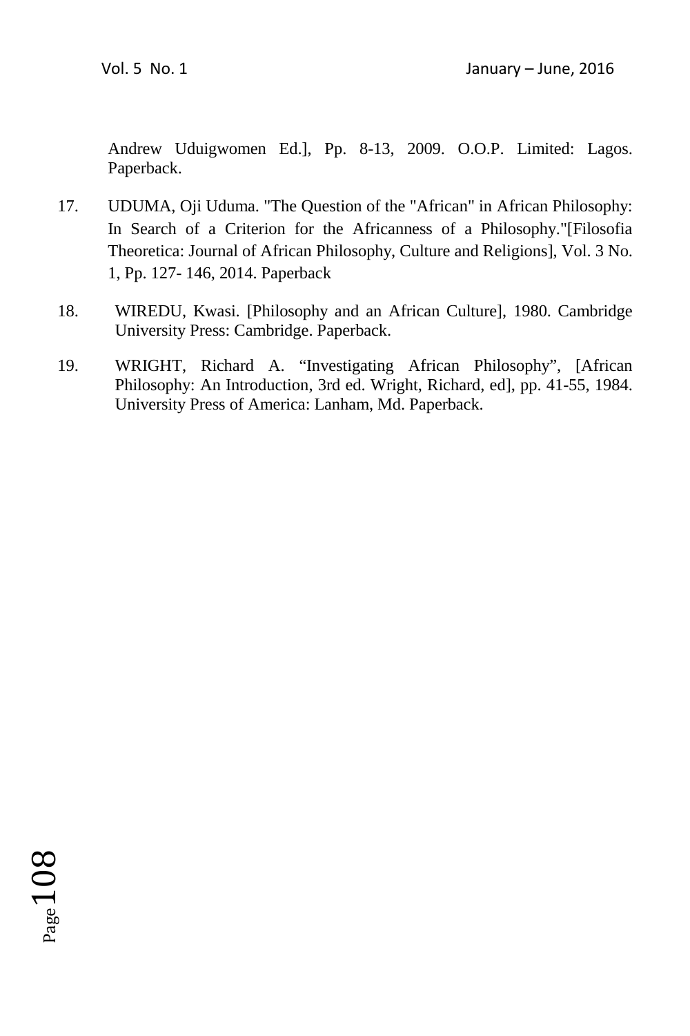Andrew Uduigwomen Ed.], Pp. 8-13, 2009. O.O.P. Limited: Lagos. Paperback.

17. UDUMA, Oji Uduma. "The Question of the "African" in African Philosophy: In Search of a Criterion for the Africanness of a Philosophy."[Filosofia Theoretica: Journal of African Philosophy, Culture and Religions], Vol. 3 No. 1, Pp. 127- 146, 2014. Paperback

18. WIREDU, Kwasi. [Philosophy and an African Culture], 1980. Cambridge University Press: Cambridge. Paperback.

19. WRIGHT, Richard A. "Investigating African Philosophy", [African Philosophy: An Introduction, 3rd ed. Wright, Richard, ed], pp. 41-55, 1984. University Press of America: Lanham, Md. Paperback.